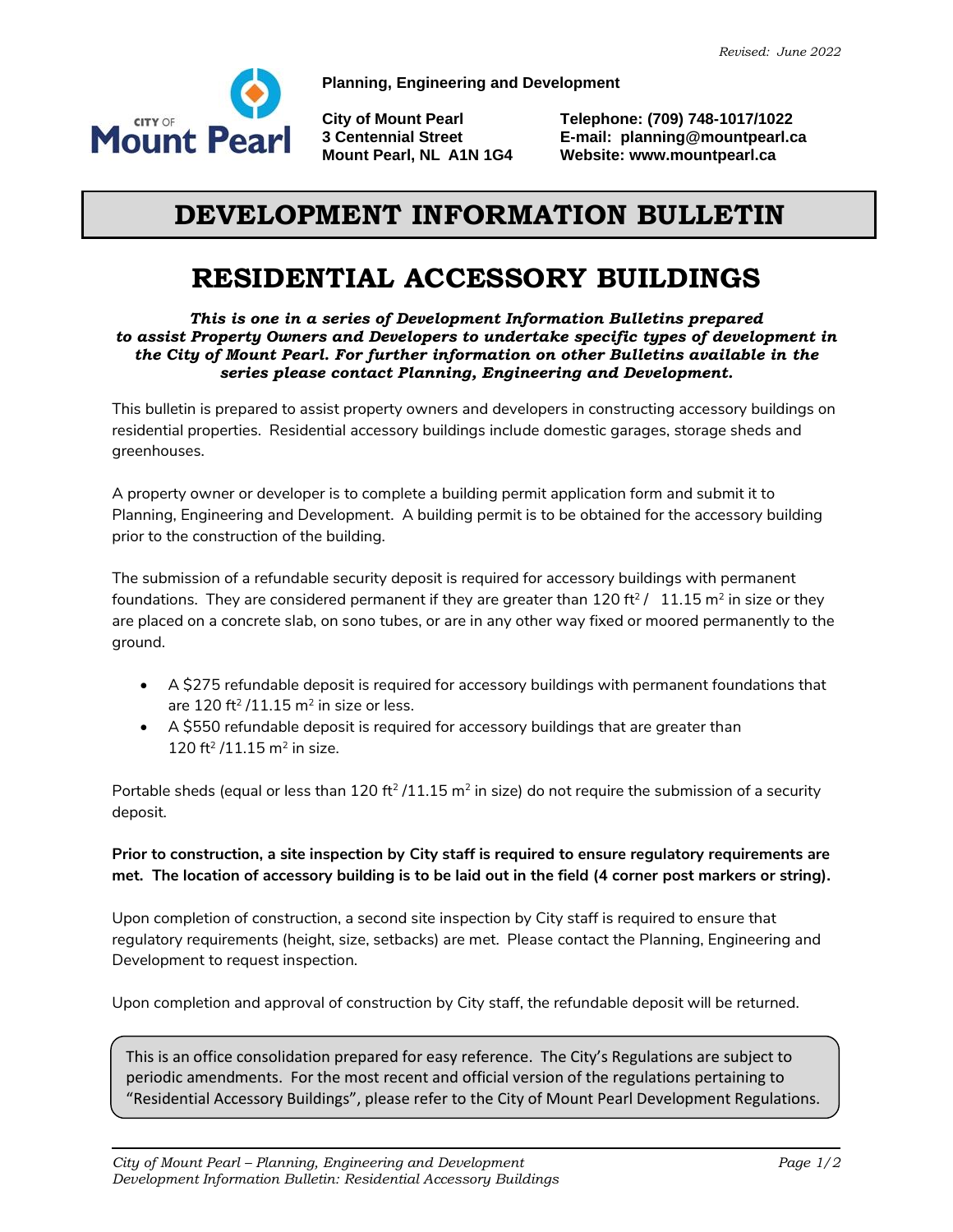Revised: June 2022

**Planning, Engineering and Development**

**City of Mount Pearl**
**3 Centennial Street**
**Mount Pearl, NL A1N 1G4**

**Telephone: (709) 748-1017/1022**
**E-mail: planning@mountpearl.ca**
**Website: www.mountpearl.ca**

# DEVELOPMENT INFORMATION BULLETIN

## RESIDENTIAL ACCESSORY BUILDINGS

***This is one in a series of Development Information Bulletins prepared to assist Property Owners and Developers to undertake specific types of development in the City of Mount Pearl. For further information on other Bulletins available in the series please contact Planning, Engineering and Development.***

This bulletin is prepared to assist property owners and developers in constructing accessory buildings on residential properties. Residential accessory buildings include domestic garages, storage sheds and greenhouses.

A property owner or developer is to complete a building permit application form and submit it to Planning, Engineering and Development. A building permit is to be obtained for the accessory building prior to the construction of the building.

The submission of a refundable security deposit is required for accessory buildings with permanent foundations. They are considered permanent if they are greater than 120 $ft^2$ / 11.15 $m^2$ in size or they are placed on a concrete slab, on sono tubes, or are in any other way fixed or moored permanently to the ground.

- A $275 refundable deposit is required for accessory buildings with permanent foundations that are 120 $ft^2$ /11.15 $m^2$ in size or less.
- A $550 refundable deposit is required for accessory buildings that are greater than 120 $ft^2$ /11.15 $m^2$ in size.

Portable sheds (equal or less than 120 $ft^2$ /11.15 $m^2$ in size) do not require the submission of a security deposit.

**Prior to construction, a site inspection by City staff is required to ensure regulatory requirements are met. The location of accessory building is to be laid out in the field (4 corner post markers or string).**

Upon completion of construction, a second site inspection by City staff is required to ensure that regulatory requirements (height, size, setbacks) are met. Please contact the Planning, Engineering and Development to request inspection.

Upon completion and approval of construction by City staff, the refundable deposit will be returned.

> This is an office consolidation prepared for easy reference. The City's Regulations are subject to periodic amendments. For the most recent and official version of the regulations pertaining to "Residential Accessory Buildings", please refer to the City of Mount Pearl Development Regulations.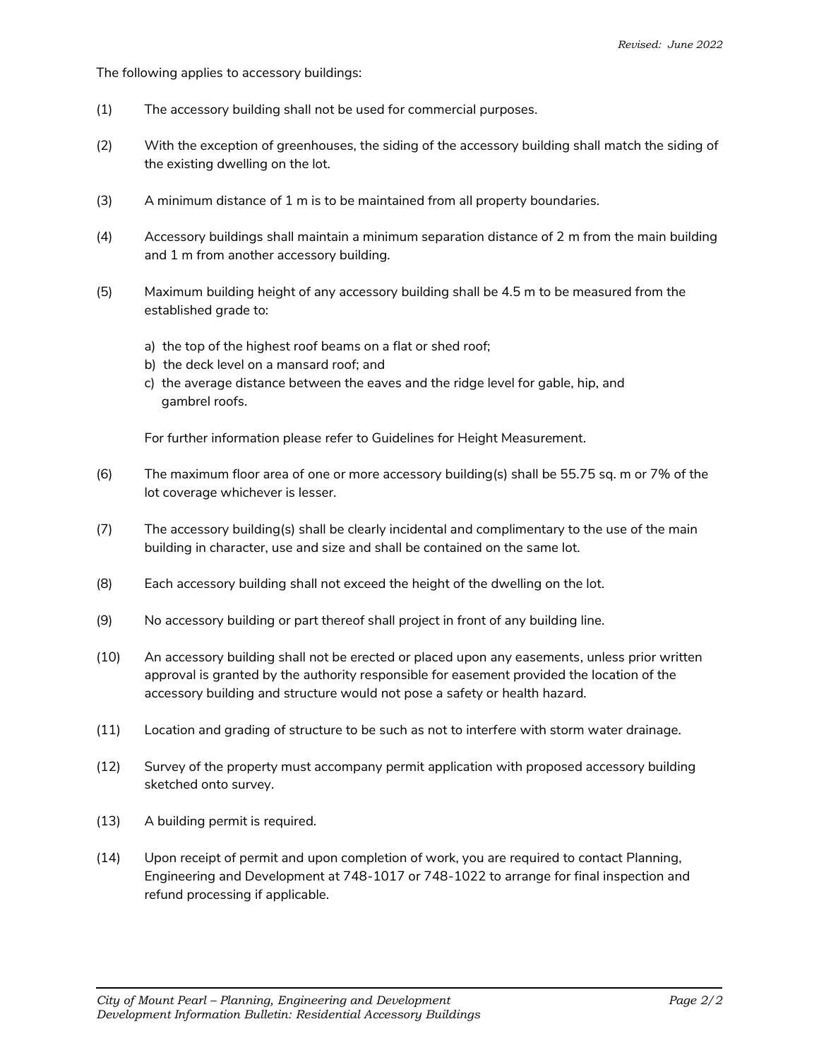The following applies to accessory buildings:

(1) The accessory building shall not be used for commercial purposes.

(2) With the exception of greenhouses, the siding of the accessory building shall match the siding of the existing dwelling on the lot.

(3) A minimum distance of 1 m is to be maintained from all property boundaries.

(4) Accessory buildings shall maintain a minimum separation distance of 2 m from the main building and 1 m from another accessory building.

(5) Maximum building height of any accessory building shall be 4.5 m to be measured from the established grade to:

   a) the top of the highest roof beams on a flat or shed roof;
   b) the deck level on a mansard roof; and
   c) the average distance between the eaves and the ridge level for gable, hip, and gambrel roofs.

   For further information please refer to Guidelines for Height Measurement.

(6) The maximum floor area of one or more accessory building(s) shall be 55.75 sq. m or 7% of the lot coverage whichever is lesser.

(7) The accessory building(s) shall be clearly incidental and complimentary to the use of the main building in character, use and size and shall be contained on the same lot.

(8) Each accessory building shall not exceed the height of the dwelling on the lot.

(9) No accessory building or part thereof shall project in front of any building line.

(10) An accessory building shall not be erected or placed upon any easements, unless prior written approval is granted by the authority responsible for easement provided the location of the accessory building and structure would not pose a safety or health hazard.

(11) Location and grading of structure to be such as not to interfere with storm water drainage.

(12) Survey of the property must accompany permit application with proposed accessory building sketched onto survey.

(13) A building permit is required.

(14) Upon receipt of permit and upon completion of work, you are required to contact Planning, Engineering and Development at 748-1017 or 748-1022 to arrange for final inspection and refund processing if applicable.